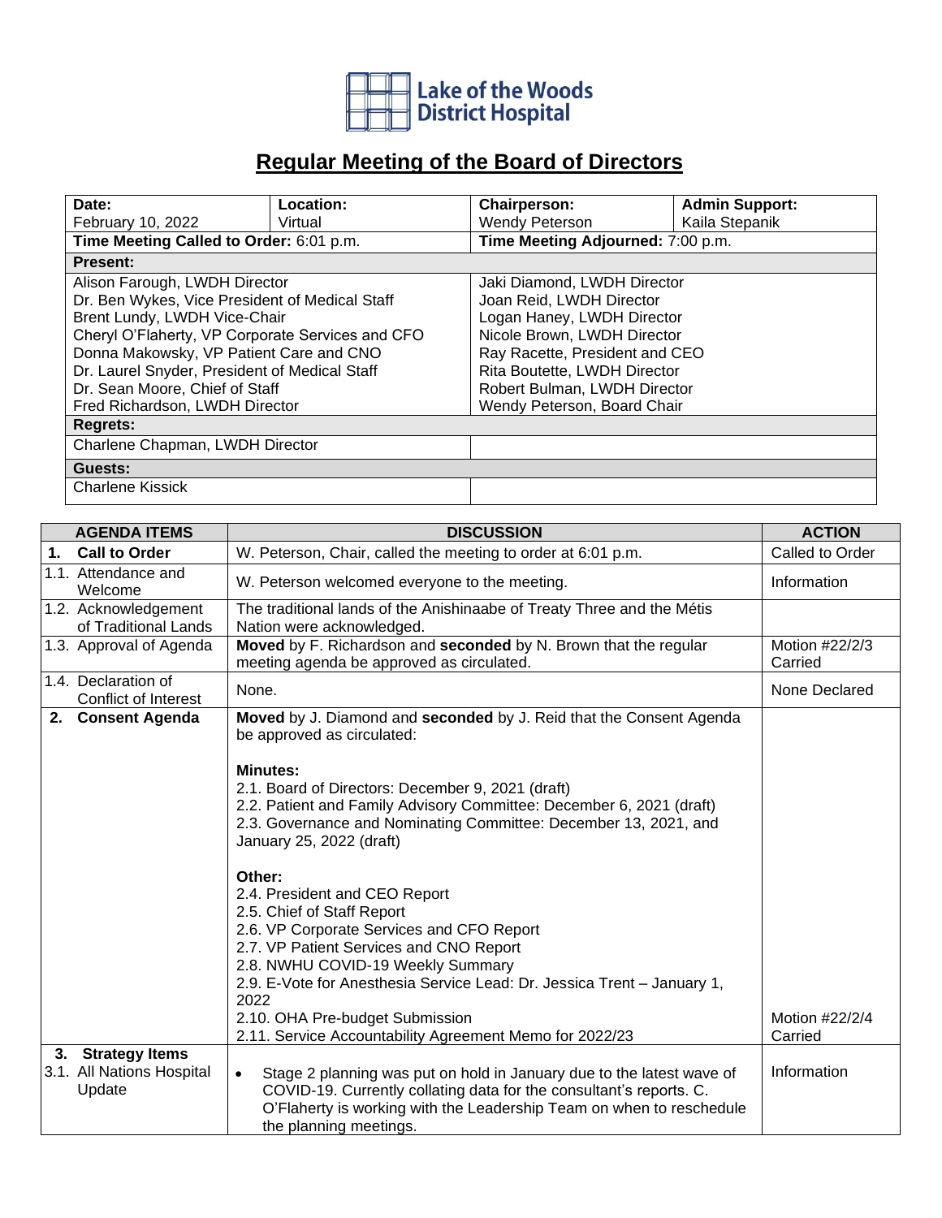Lake of the Woods District Hospital

# Regular Meeting of the Board of Directors

| **Date:** | **Location:** | **Chairperson:** | **Admin Support:** |
|---|---|---|---|
| February 10, 2022 | Virtual | Wendy Peterson | Kaila Stepanik |
| **Time Meeting Called to Order:** 6:01 p.m. | | **Time Meeting Adjourned:** 7:00 p.m. | |

**Present:**

| | |
|---|---|
| Alison Farough, LWDH Director | Jaki Diamond, LWDH Director |
| Dr. Ben Wykes, Vice President of Medical Staff | Joan Reid, LWDH Director |
| Brent Lundy, LWDH Vice-Chair | Logan Haney, LWDH Director |
| Cheryl O'Flaherty, VP Corporate Services and CFO | Nicole Brown, LWDH Director |
| Donna Makowsky, VP Patient Care and CNO | Ray Racette, President and CEO |
| Dr. Laurel Snyder, President of Medical Staff | Rita Boutette, LWDH Director |
| Dr. Sean Moore, Chief of Staff | Robert Bulman, LWDH Director |
| Fred Richardson, LWDH Director | Wendy Peterson, Board Chair |

**Regrets:**

Charlene Chapman, LWDH Director

**Guests:**

Charlene Kissick

| AGENDA ITEMS | DISCUSSION | ACTION |
|---|---|---|
| **1. Call to Order** | W. Peterson, Chair, called the meeting to order at 6:01 p.m. | Called to Order |
| 1.1. Attendance and Welcome | W. Peterson welcomed everyone to the meeting. | Information |
| 1.2. Acknowledgement of Traditional Lands | The traditional lands of the Anishinaabe of Treaty Three and the Métis Nation were acknowledged. | |
| 1.3. Approval of Agenda | **Moved** by F. Richardson and **seconded** by N. Brown that the regular meeting agenda be approved as circulated. | Motion #22/2/3 Carried |
| 1.4. Declaration of Conflict of Interest | None. | None Declared |
| **2. Consent Agenda** | **Moved** by J. Diamond and **seconded** by J. Reid that the Consent Agenda be approved as circulated:<br><br>**Minutes:**<br>2.1. Board of Directors: December 9, 2021 (draft)<br>2.2. Patient and Family Advisory Committee: December 6, 2021 (draft)<br>2.3. Governance and Nominating Committee: December 13, 2021, and January 25, 2022 (draft)<br><br>**Other:**<br>2.4. President and CEO Report<br>2.5. Chief of Staff Report<br>2.6. VP Corporate Services and CFO Report<br>2.7. VP Patient Services and CNO Report<br>2.8. NWHU COVID-19 Weekly Summary<br>2.9. E-Vote for Anesthesia Service Lead: Dr. Jessica Trent – January 1, 2022<br>2.10. OHA Pre-budget Submission<br>2.11. Service Accountability Agreement Memo for 2022/23 | Motion #22/2/4 Carried |
| **3. Strategy Items** | | |
| 3.1. All Nations Hospital Update | • Stage 2 planning was put on hold in January due to the latest wave of COVID-19. Currently collating data for the consultant's reports. C. O'Flaherty is working with the Leadership Team on when to reschedule the planning meetings. | Information |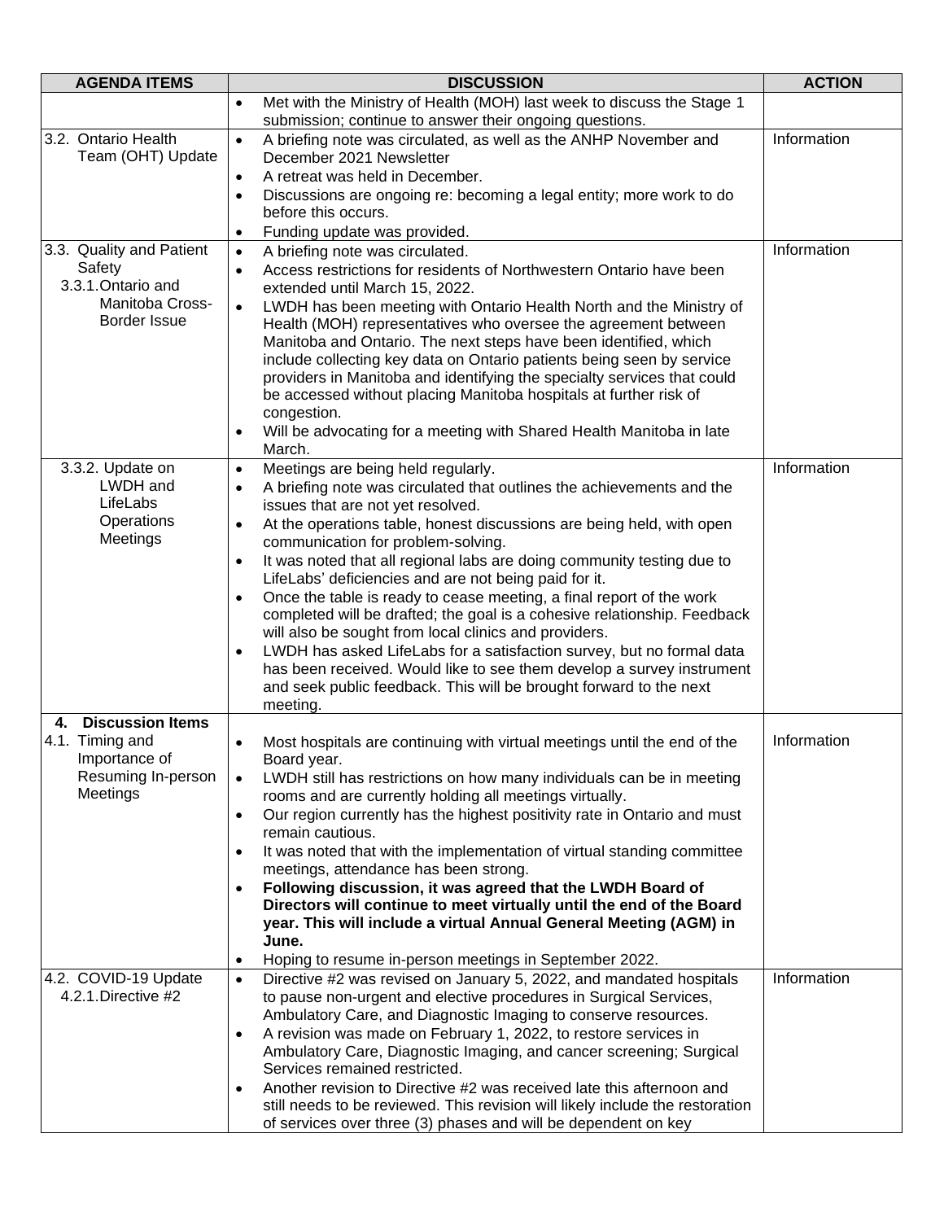| AGENDA ITEMS | DISCUSSION | ACTION |
|---|---|---|
| | • Met with the Ministry of Health (MOH) last week to discuss the Stage 1 submission; continue to answer their ongoing questions. | |
| 3.2. Ontario Health Team (OHT) Update | • A briefing note was circulated, as well as the ANHP November and December 2021 Newsletter<br>• A retreat was held in December.<br>• Discussions are ongoing re: becoming a legal entity; more work to do before this occurs.<br>• Funding update was provided. | Information |
| 3.3. Quality and Patient Safety<br>3.3.1. Ontario and Manitoba Cross-Border Issue | • A briefing note was circulated.<br>• Access restrictions for residents of Northwestern Ontario have been extended until March 15, 2022.<br>• LWDH has been meeting with Ontario Health North and the Ministry of Health (MOH) representatives who oversee the agreement between Manitoba and Ontario. The next steps have been identified, which include collecting key data on Ontario patients being seen by service providers in Manitoba and identifying the specialty services that could be accessed without placing Manitoba hospitals at further risk of congestion.<br>• Will be advocating for a meeting with Shared Health Manitoba in late March. | Information |
| 3.3.2. Update on LWDH and LifeLabs Operations Meetings | • Meetings are being held regularly.<br>• A briefing note was circulated that outlines the achievements and the issues that are not yet resolved.<br>• At the operations table, honest discussions are being held, with open communication for problem-solving.<br>• It was noted that all regional labs are doing community testing due to LifeLabs' deficiencies and are not being paid for it.<br>• Once the table is ready to cease meeting, a final report of the work completed will be drafted; the goal is a cohesive relationship. Feedback will also be sought from local clinics and providers.<br>• LWDH has asked LifeLabs for a satisfaction survey, but no formal data has been received. Would like to see them develop a survey instrument and seek public feedback. This will be brought forward to the next meeting. | Information |
| **4. Discussion Items**<br>4.1. Timing and Importance of Resuming In-person Meetings | • Most hospitals are continuing with virtual meetings until the end of the Board year.<br>• LWDH still has restrictions on how many individuals can be in meeting rooms and are currently holding all meetings virtually.<br>• Our region currently has the highest positivity rate in Ontario and must remain cautious.<br>• It was noted that with the implementation of virtual standing committee meetings, attendance has been strong.<br>• **Following discussion, it was agreed that the LWDH Board of Directors will continue to meet virtually until the end of the Board year. This will include a virtual Annual General Meeting (AGM) in June.**<br>• Hoping to resume in-person meetings in September 2022. | Information |
| 4.2. COVID-19 Update<br>4.2.1. Directive #2 | • Directive #2 was revised on January 5, 2022, and mandated hospitals to pause non-urgent and elective procedures in Surgical Services, Ambulatory Care, and Diagnostic Imaging to conserve resources.<br>• A revision was made on February 1, 2022, to restore services in Ambulatory Care, Diagnostic Imaging, and cancer screening; Surgical Services remained restricted.<br>• Another revision to Directive #2 was received late this afternoon and still needs to be reviewed. This revision will likely include the restoration of services over three (3) phases and will be dependent on key | Information |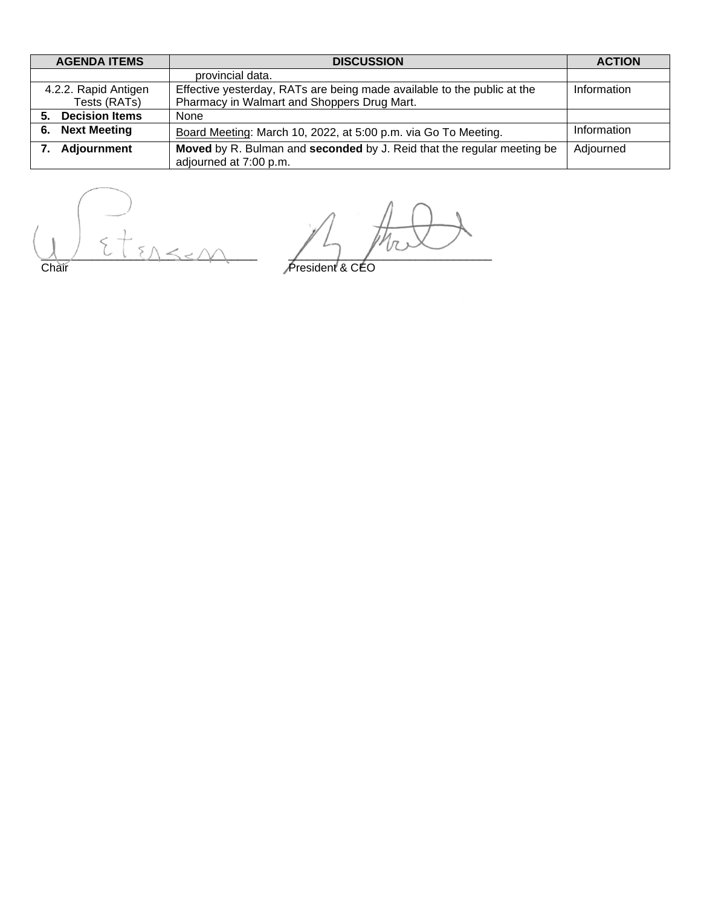| AGENDA ITEMS | DISCUSSION | ACTION |
|---|---|---|
| | provincial data. | |
| 4.2.2. Rapid Antigen Tests (RATs) | Effective yesterday, RATs are being made available to the public at the Pharmacy in Walmart and Shoppers Drug Mart. | Information |
| **5. Decision Items** | None | |
| **6. Next Meeting** | <u>Board Meeting</u>: March 10, 2022, at 5:00 p.m. via Go To Meeting. | Information |
| **7. Adjournment** | **Moved** by R. Bulman and **seconded** by J. Reid that the regular meeting be adjourned at 7:00 p.m. | Adjourned |

Chair

President & CEO